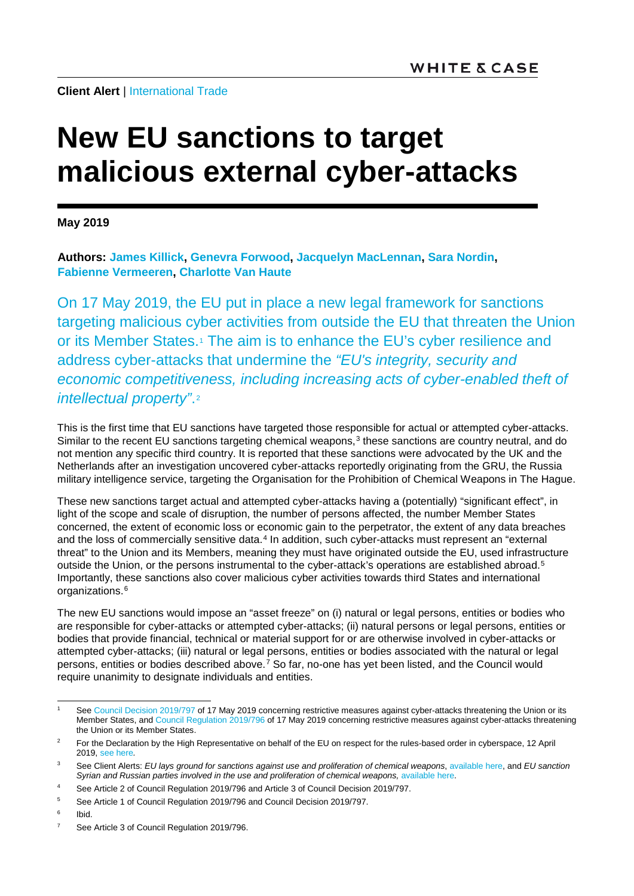**Client Alert** | International Trade

# New EU sanctions to target malicious external cyber-attacks

**May 2019**

**Authors: James Killick, Genevra Forwood, Jacquelyn MacLennan, Sara Nordin, Fabienne Vermeeren, Charlotte Van Haute**

On 17 May 2019, the EU put in place a new legal framework for sanctions targeting malicious cyber activities from outside the EU that threaten the Union or its Member States.[1] The aim is to enhance the EU's cyber resilience and address cyber-attacks that undermine the *"EU's integrity, security and economic competitiveness, including increasing acts of cyber-enabled theft of intellectual property"*.[2]

This is the first time that EU sanctions have targeted those responsible for actual or attempted cyber-attacks. Similar to the recent EU sanctions targeting chemical weapons,[3] these sanctions are country neutral, and do not mention any specific third country. It is reported that these sanctions were advocated by the UK and the Netherlands after an investigation uncovered cyber-attacks reportedly originating from the GRU, the Russia military intelligence service, targeting the Organisation for the Prohibition of Chemical Weapons in The Hague.

These new sanctions target actual and attempted cyber-attacks having a (potentially) "significant effect", in light of the scope and scale of disruption, the number of persons affected, the number Member States concerned, the extent of economic loss or economic gain to the perpetrator, the extent of any data breaches and the loss of commercially sensitive data.[4] In addition, such cyber-attacks must represent an "external threat" to the Union and its Members, meaning they must have originated outside the EU, used infrastructure outside the Union, or the persons instrumental to the cyber-attack's operations are established abroad.[5] Importantly, these sanctions also cover malicious cyber activities towards third States and international organizations.[6]

The new EU sanctions would impose an "asset freeze" on (i) natural or legal persons, entities or bodies who are responsible for cyber-attacks or attempted cyber-attacks; (ii) natural persons or legal persons, entities or bodies that provide financial, technical or material support for or are otherwise involved in cyber-attacks or attempted cyber-attacks; (iii) natural or legal persons, entities or bodies associated with the natural or legal persons, entities or bodies described above.[7] So far, no-one has yet been listed, and the Council would require unanimity to designate individuals and entities.

---

[1] See Council Decision 2019/797 of 17 May 2019 concerning restrictive measures against cyber-attacks threatening the Union or its Member States, and Council Regulation 2019/796 of 17 May 2019 concerning restrictive measures against cyber-attacks threatening the Union or its Member States.

[2] For the Declaration by the High Representative on behalf of the EU on respect for the rules-based order in cyberspace, 12 April 2019, see here.

[3] See Client Alerts: *EU lays ground for sanctions against use and proliferation of chemical weapons*, available here, and *EU sanction Syrian and Russian parties involved in the use and proliferation of chemical weapons,* available here.

[4] See Article 2 of Council Regulation 2019/796 and Article 3 of Council Decision 2019/797.

[5] See Article 1 of Council Regulation 2019/796 and Council Decision 2019/797.

[6] Ibid.

[7] See Article 3 of Council Regulation 2019/796.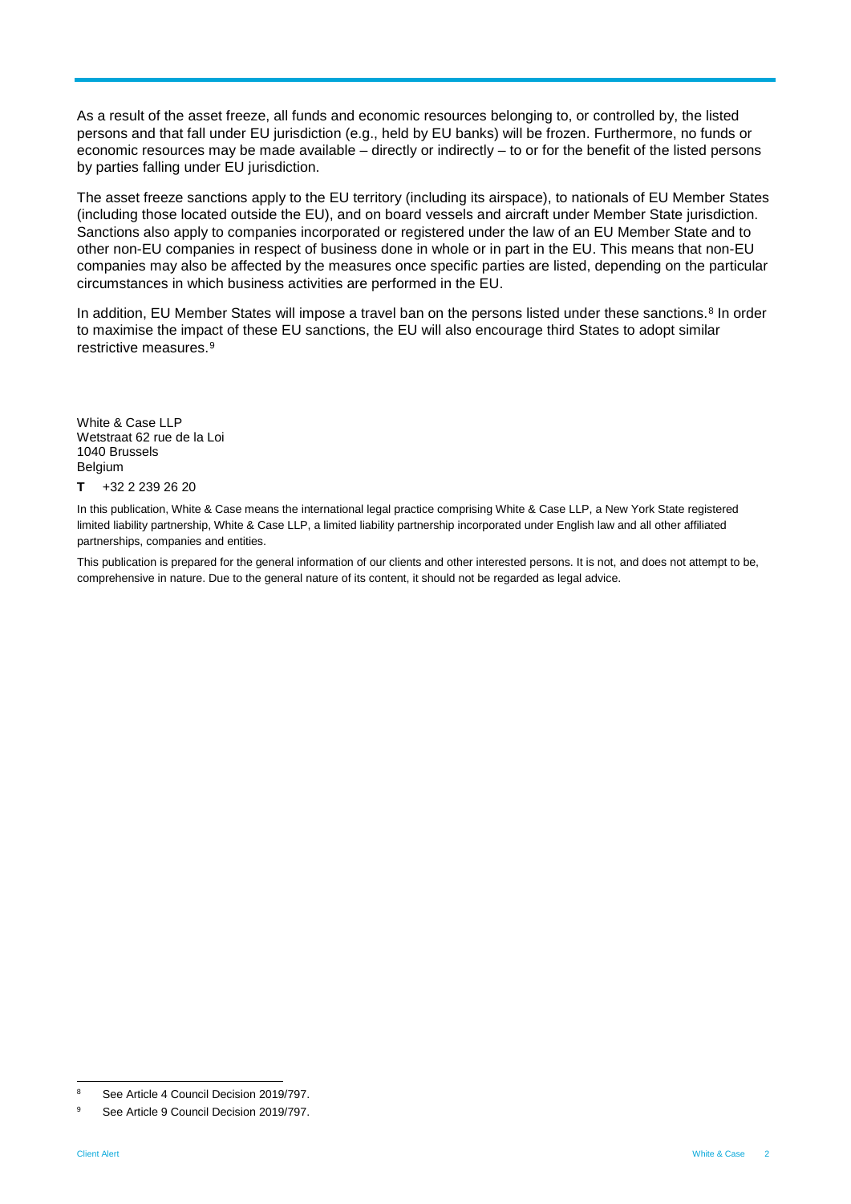As a result of the asset freeze, all funds and economic resources belonging to, or controlled by, the listed persons and that fall under EU jurisdiction (e.g., held by EU banks) will be frozen. Furthermore, no funds or economic resources may be made available – directly or indirectly – to or for the benefit of the listed persons by parties falling under EU jurisdiction.

The asset freeze sanctions apply to the EU territory (including its airspace), to nationals of EU Member States (including those located outside the EU), and on board vessels and aircraft under Member State jurisdiction. Sanctions also apply to companies incorporated or registered under the law of an EU Member State and to other non-EU companies in respect of business done in whole or in part in the EU. This means that non-EU companies may also be affected by the measures once specific parties are listed, depending on the particular circumstances in which business activities are performed in the EU.

In addition, EU Member States will impose a travel ban on the persons listed under these sanctions.[8] In order to maximise the impact of these EU sanctions, the EU will also encourage third States to adopt similar restrictive measures.[9]

White & Case LLP
Wetstraat 62 rue de la Loi
1040 Brussels
Belgium

**T** +32 2 239 26 20

In this publication, White & Case means the international legal practice comprising White & Case LLP, a New York State registered limited liability partnership, White & Case LLP, a limited liability partnership incorporated under English law and all other affiliated partnerships, companies and entities.

This publication is prepared for the general information of our clients and other interested persons. It is not, and does not attempt to be, comprehensive in nature. Due to the general nature of its content, it should not be regarded as legal advice.

[8] See Article 4 Council Decision 2019/797.

[9] See Article 9 Council Decision 2019/797.